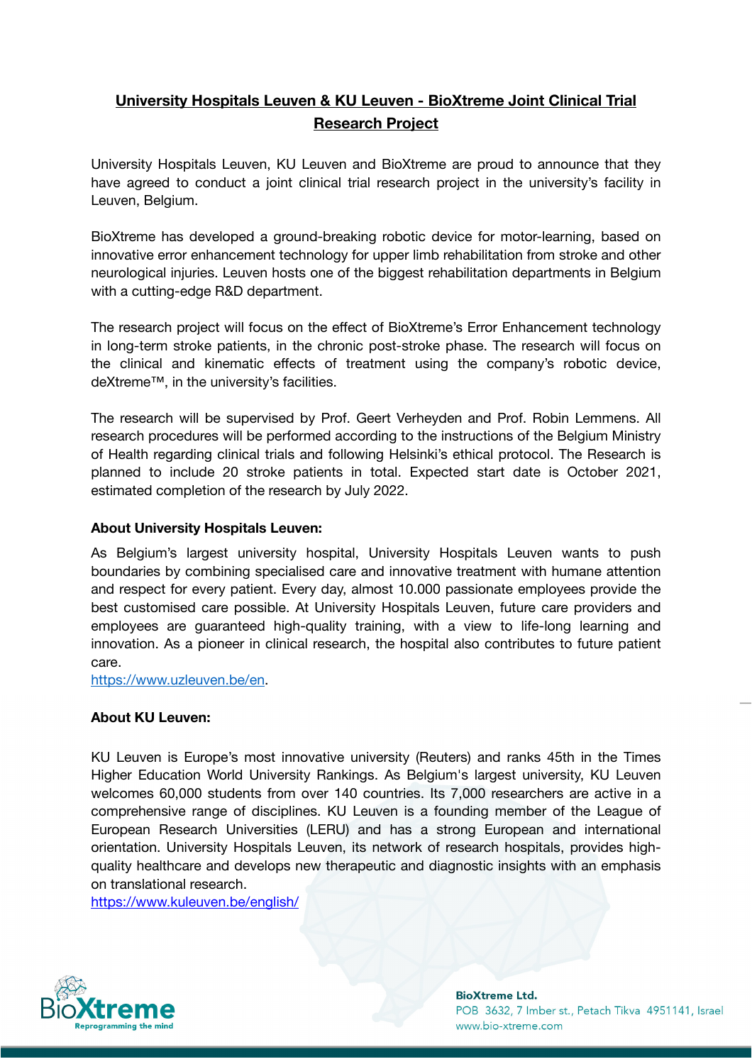# University Hospitals Leuven & KU Leuven - BioXtreme Joint Clinical Trial Research Project

University Hospitals Leuven, KU Leuven and BioXtreme are proud to announce that they have agreed to conduct a joint clinical trial research project in the university's facility in Leuven, Belgium.

BioXtreme has developed a ground-breaking robotic device for motor-learning, based on innovative error enhancement technology for upper limb rehabilitation from stroke and other neurological injuries. Leuven hosts one of the biggest rehabilitation departments in Belgium with a cutting-edge R&D department.

The research project will focus on the effect of BioXtreme's Error Enhancement technology in long-term stroke patients, in the chronic post-stroke phase. The research will focus on the clinical and kinematic effects of treatment using the company's robotic device, deXtreme™, in the university's facilities.

The research will be supervised by Prof. Geert Verheyden and Prof. Robin Lemmens. All research procedures will be performed according to the instructions of the Belgium Ministry of Health regarding clinical trials and following Helsinki's ethical protocol. The Research is planned to include 20 stroke patients in total. Expected start date is October 2021, estimated completion of the research by July 2022.

**About University Hospitals Leuven:**

As Belgium's largest university hospital, University Hospitals Leuven wants to push boundaries by combining specialised care and innovative treatment with humane attention and respect for every patient. Every day, almost 10.000 passionate employees provide the best customised care possible. At University Hospitals Leuven, future care providers and employees are guaranteed high-quality training, with a view to life-long learning and innovation. As a pioneer in clinical research, the hospital also contributes to future patient care.
[https://www.uzleuven.be/en](https://www.uzleuven.be/en).

**About KU Leuven:**

KU Leuven is Europe's most innovative university (Reuters) and ranks 45th in the Times Higher Education World University Rankings. As Belgium's largest university, KU Leuven welcomes 60,000 students from over 140 countries. Its 7,000 researchers are active in a comprehensive range of disciplines. KU Leuven is a founding member of the League of European Research Universities (LERU) and has a strong European and international orientation. University Hospitals Leuven, its network of research hospitals, provides high-quality healthcare and develops new therapeutic and diagnostic insights with an emphasis on translational research.
[https://www.kuleuven.be/english/](https://www.kuleuven.be/english/)

BioXtreme
Reprogramming the mind

**BioXtreme Ltd.**
POB 3632, 7 Imber st., Petach Tikva 4951141, Israel
www.bio-xtreme.com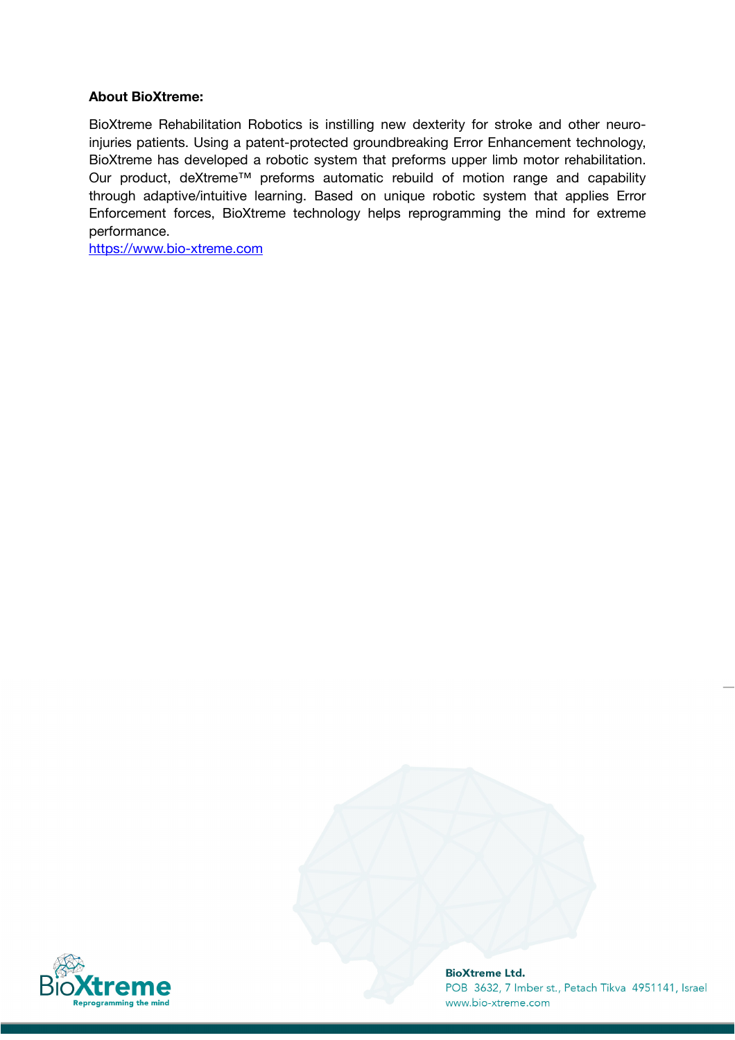**About BioXtreme:**

BioXtreme Rehabilitation Robotics is instilling new dexterity for stroke and other neuro-injuries patients. Using a patent-protected groundbreaking Error Enhancement technology, BioXtreme has developed a robotic system that preforms upper limb motor rehabilitation. Our product, deXtreme™ preforms automatic rebuild of motion range and capability through adaptive/intuitive learning. Based on unique robotic system that applies Error Enforcement forces, BioXtreme technology helps reprogramming the mind for extreme performance.
[https://www.bio-xtreme.com](https://www.bio-xtreme.com)

**BioXtreme Ltd.**
POB 3632, 7 Imber st., Petach Tikva 4951141, Israel
www.bio-xtreme.com